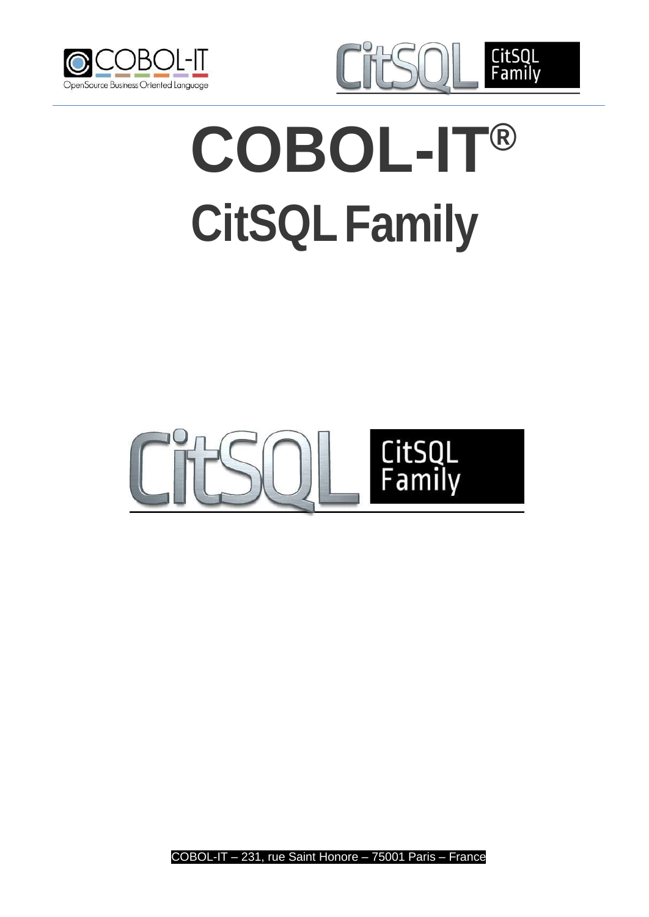# COBOL-IT®

# CitSQL Family

COBOL-IT – 231, rue Saint Honore – 75001 Paris – France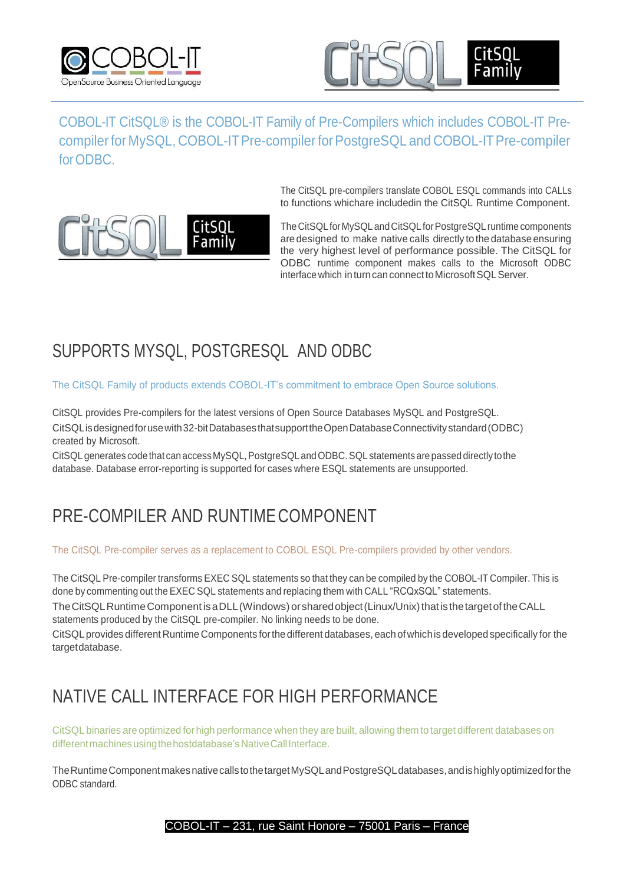COBOL-IT CitSQL® is the COBOL-IT Family of Pre-Compilers which includes COBOL-IT Pre-compiler for MySQL, COBOL-IT Pre-compiler for PostgreSQL and COBOL-IT Pre-compiler for ODBC.

The CitSQL pre-compilers translate COBOL ESQL commands into CALLs to functions whichare includedin the CitSQL Runtime Component.

The CitSQL for MySQL and CitSQL for PostgreSQL runtime components are designed to make native calls directly to the database ensuring the very highest level of performance possible. The CitSQL for ODBC runtime component makes calls to the Microsoft ODBC interface which in turn can connect to Microsoft SQL Server.

## SUPPORTS MYSQL, POSTGRESQL AND ODBC

The CitSQL Family of products extends COBOL-IT's commitment to embrace Open Source solutions.

CitSQL provides Pre-compilers for the latest versions of Open Source Databases MySQL and PostgreSQL.
CitSQL is designed for use with 32-bit Databases that support the Open Database Connectivity standard (ODBC) created by Microsoft.
CitSQL generates code that can access MySQL, PostgreSQL and ODBC. SQL statements are passed directly to the database. Database error-reporting is supported for cases where ESQL statements are unsupported.

## PRE-COMPILER AND RUNTIME COMPONENT

The CitSQL Pre-compiler serves as a replacement to COBOL ESQL Pre-compilers provided by other vendors.

The CitSQL Pre-compiler transforms EXEC SQL statements so that they can be compiled by the COBOL-IT Compiler. This is done by commenting out the EXEC SQL statements and replacing them with CALL "RCQxSQL" statements.
The CitSQL Runtime Component is a DLL (Windows) or shared object (Linux/Unix) that is the target of the CALL statements produced by the CitSQL pre-compiler. No linking needs to be done.
CitSQL provides different Runtime Components for the different databases, each of which is developed specifically for the target database.

## NATIVE CALL INTERFACE FOR HIGH PERFORMANCE

CitSQL binaries are optimized for high performance when they are built, allowing them to target different databases on different machines using the hostdatabase's Native Call Interface.

The Runtime Component makes native calls to the target MySQL and PostgreSQL databases, and is highly optimized for the ODBC standard.

COBOL-IT – 231, rue Saint Honore – 75001 Paris – France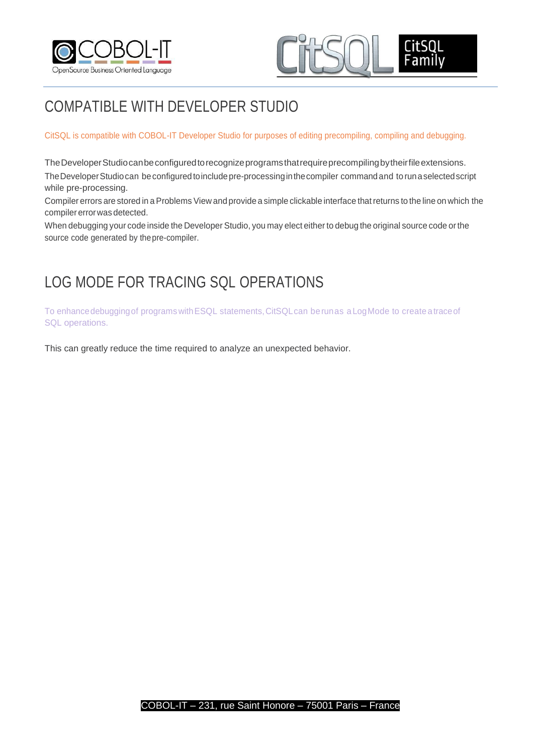## COMPATIBLE WITH DEVELOPER STUDIO

CitSQL is compatible with COBOL-IT Developer Studio for purposes of editing precompiling, compiling and debugging.

The Developer Studio can be configured to recognize programs that require precompiling by their file extensions.
The Developer Studio can be configured to include pre-processing in the compiler command and to run a selected script while pre-processing.
Compiler errors are stored in a Problems View and provide a simple clickable interface that returns to the line on which the compiler error was detected.
When debugging your code inside the Developer Studio, you may elect either to debug the original source code or the source code generated by the pre-compiler.

## LOG MODE FOR TRACING SQL OPERATIONS

To enhance debugging of programs with ESQL statements, CitSQL can be run as a Log Mode to create a trace of SQL operations.

This can greatly reduce the time required to analyze an unexpected behavior.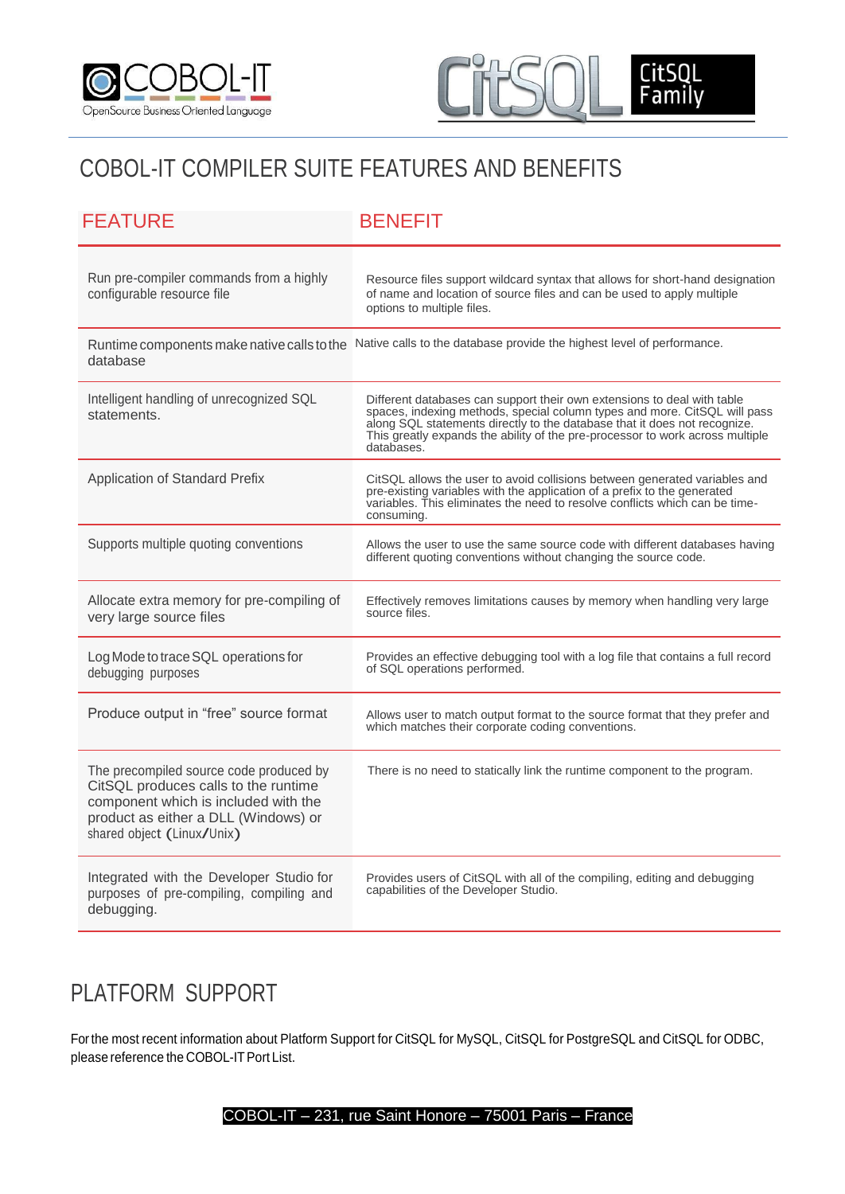# COBOL-IT COMPILER SUITE FEATURES AND BENEFITS

| FEATURE | BENEFIT |
| --- | --- |
| Run pre-compiler commands from a highly configurable resource file | Resource files support wildcard syntax that allows for short-hand designation of name and location of source files and can be used to apply multiple options to multiple files. |
| Runtime components make native calls to the database | Native calls to the database provide the highest level of performance. |
| Intelligent handling of unrecognized SQL statements. | Different databases can support their own extensions to deal with table spaces, indexing methods, special column types and more. CitSQL will pass along SQL statements directly to the database that it does not recognize. This greatly expands the ability of the pre-processor to work across multiple databases. |
| Application of Standard Prefix | CitSQL allows the user to avoid collisions between generated variables and pre-existing variables with the application of a prefix to the generated variables. This eliminates the need to resolve conflicts which can be time-consuming. |
| Supports multiple quoting conventions | Allows the user to use the same source code with different databases having different quoting conventions without changing the source code. |
| Allocate extra memory for pre-compiling of very large source files | Effectively removes limitations causes by memory when handling very large source files. |
| Log Mode to trace SQL operations for debugging purposes | Provides an effective debugging tool with a log file that contains a full record of SQL operations performed. |
| Produce output in “free” source format | Allows user to match output format to the source format that they prefer and which matches their corporate coding conventions. |
| The precompiled source code produced by CitSQL produces calls to the runtime component which is included with the product as either a DLL (Windows) or shared object (Linux/Unix) | There is no need to statically link the runtime component to the program. |
| Integrated with the Developer Studio for purposes of pre-compiling, compiling and debugging. | Provides users of CitSQL with all of the compiling, editing and debugging capabilities of the Developer Studio. |

# PLATFORM SUPPORT

For the most recent information about Platform Support for CitSQL for MySQL, CitSQL for PostgreSQL and CitSQL for ODBC, please reference the COBOL-IT Port List.

COBOL-IT – 231, rue Saint Honore – 75001 Paris – France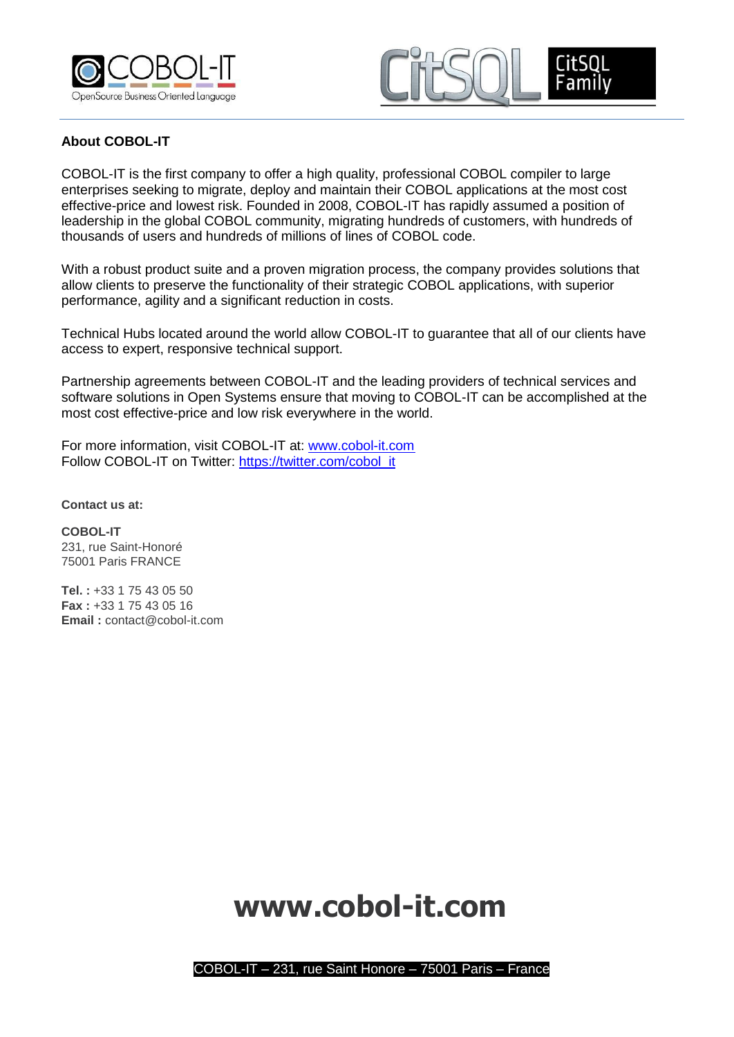**About COBOL-IT**

COBOL-IT is the first company to offer a high quality, professional COBOL compiler to large enterprises seeking to migrate, deploy and maintain their COBOL applications at the most cost effective-price and lowest risk. Founded in 2008, COBOL-IT has rapidly assumed a position of leadership in the global COBOL community, migrating hundreds of customers, with hundreds of thousands of users and hundreds of millions of lines of COBOL code.

With a robust product suite and a proven migration process, the company provides solutions that allow clients to preserve the functionality of their strategic COBOL applications, with superior performance, agility and a significant reduction in costs.

Technical Hubs located around the world allow COBOL-IT to guarantee that all of our clients have access to expert, responsive technical support.

Partnership agreements between COBOL-IT and the leading providers of technical services and software solutions in Open Systems ensure that moving to COBOL-IT can be accomplished at the most cost effective-price and low risk everywhere in the world.

For more information, visit COBOL-IT at: [www.cobol-it.com](www.cobol-it.com)
Follow COBOL-IT on Twitter: [https://twitter.com/cobol_it](https://twitter.com/cobol_it)

**Contact us at:**

**COBOL-IT**
231, rue Saint-Honoré
75001 Paris FRANCE

**Tel. :** +33 1 75 43 05 50
**Fax :** +33 1 75 43 05 16
**Email :** contact@cobol-it.com

# www.cobol-it.com

COBOL-IT – 231, rue Saint Honore – 75001 Paris – France